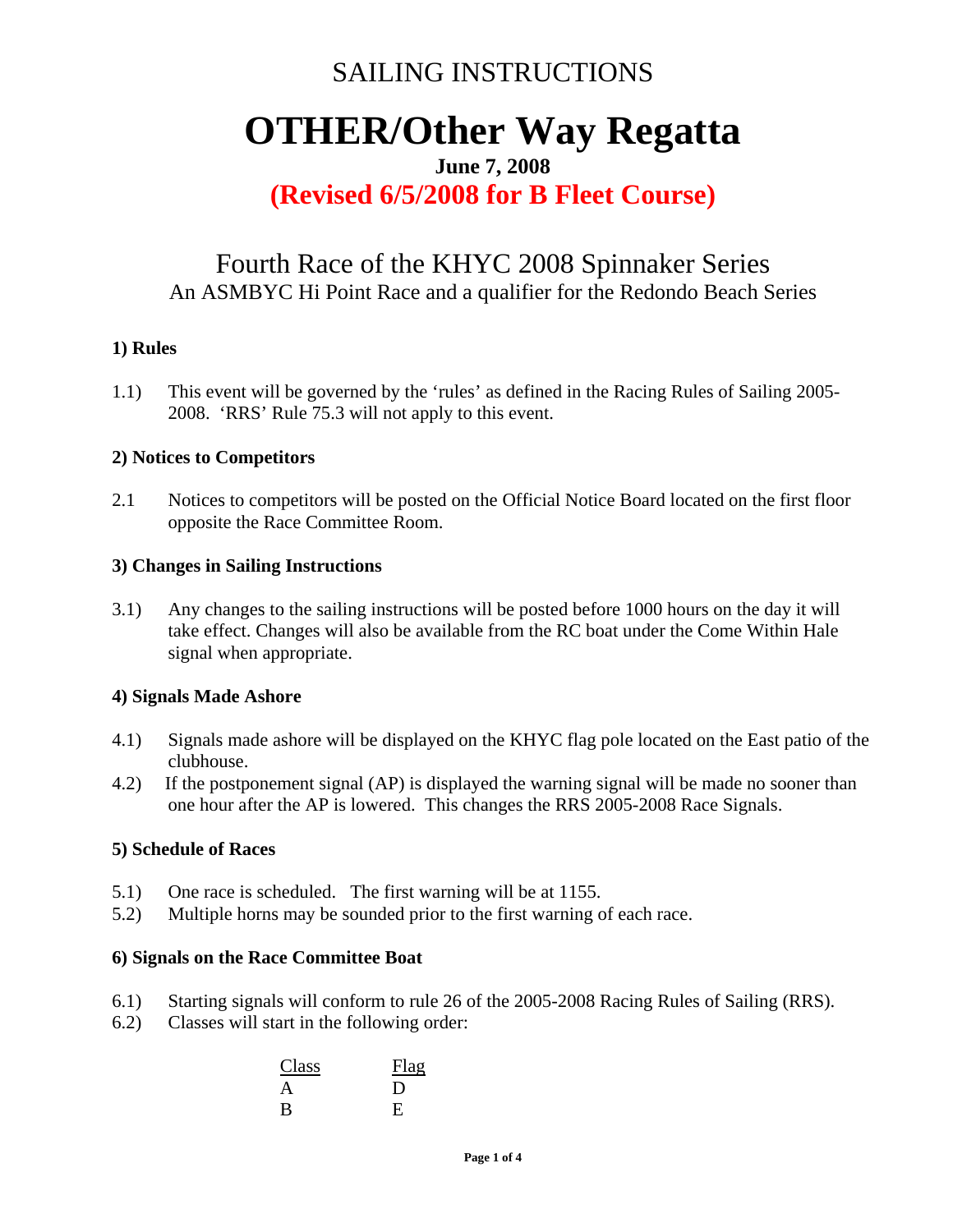SAILING INSTRUCTIONS

# OTHER/Other Way Regatta

**June 7, 2008**

**(Revised 6/5/2008 for B Fleet Course)**

## Fourth Race of the KHYC 2008 Spinnaker Series

An ASMBYC Hi Point Race and a qualifier for the Redondo Beach Series

### 1) Rules

1.1) This event will be governed by the 'rules' as defined in the Racing Rules of Sailing 2005-2008. 'RRS' Rule 75.3 will not apply to this event.

### 2) Notices to Competitors

2.1 Notices to competitors will be posted on the Official Notice Board located on the first floor opposite the Race Committee Room.

### 3) Changes in Sailing Instructions

3.1) Any changes to the sailing instructions will be posted before 1000 hours on the day it will take effect. Changes will also be available from the RC boat under the Come Within Hale signal when appropriate.

### 4) Signals Made Ashore

4.1) Signals made ashore will be displayed on the KHYC flag pole located on the East patio of the clubhouse.

4.2) If the postponement signal (AP) is displayed the warning signal will be made no sooner than one hour after the AP is lowered. This changes the RRS 2005-2008 Race Signals.

### 5) Schedule of Races

5.1) One race is scheduled. The first warning will be at 1155.

5.2) Multiple horns may be sounded prior to the first warning of each race.

### 6) Signals on the Race Committee Boat

6.1) Starting signals will conform to rule 26 of the 2005-2008 Racing Rules of Sailing (RRS).

6.2) Classes will start in the following order:

| Class | Flag |
| --- | --- |
| A | D |
| B | E |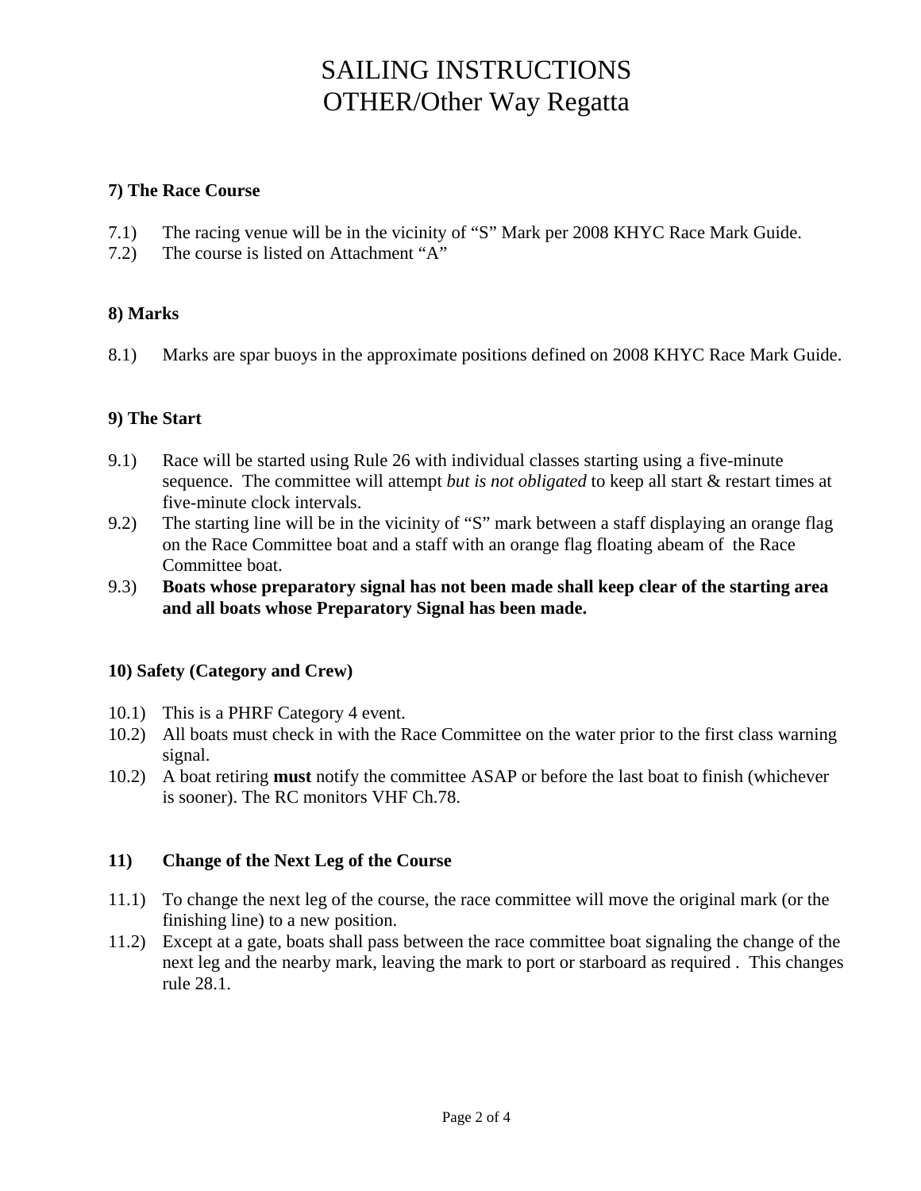# SAILING INSTRUCTIONS
# OTHER/Other Way Regatta

**7) The Race Course**

7.1) The racing venue will be in the vicinity of "S" Mark per 2008 KHYC Race Mark Guide.
7.2) The course is listed on Attachment "A"

**8) Marks**

8.1) Marks are spar buoys in the approximate positions defined on 2008 KHYC Race Mark Guide.

**9) The Start**

9.1) Race will be started using Rule 26 with individual classes starting using a five-minute sequence. The committee will attempt *but is not obligated* to keep all start & restart times at five-minute clock intervals.
9.2) The starting line will be in the vicinity of "S" mark between a staff displaying an orange flag on the Race Committee boat and a staff with an orange flag floating abeam of the Race Committee boat.
9.3) **Boats whose preparatory signal has not been made shall keep clear of the starting area and all boats whose Preparatory Signal has been made.**

**10) Safety (Category and Crew)**

10.1) This is a PHRF Category 4 event.
10.2) All boats must check in with the Race Committee on the water prior to the first class warning signal.
10.2) A boat retiring **must** notify the committee ASAP or before the last boat to finish (whichever is sooner). The RC monitors VHF Ch.78.

**11) Change of the Next Leg of the Course**

11.1) To change the next leg of the course, the race committee will move the original mark (or the finishing line) to a new position.
11.2) Except at a gate, boats shall pass between the race committee boat signaling the change of the next leg and the nearby mark, leaving the mark to port or starboard as required . This changes rule 28.1.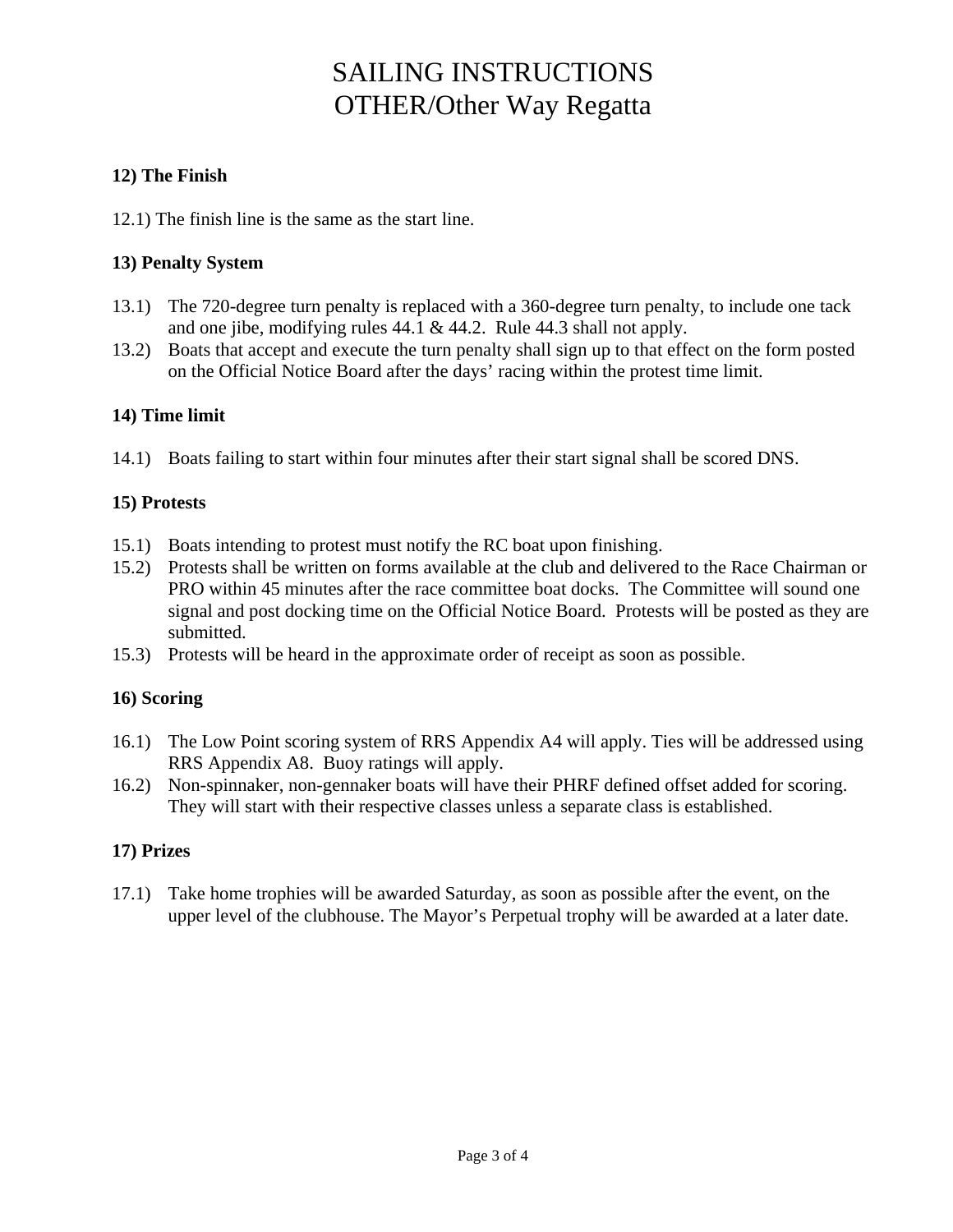# SAILING INSTRUCTIONS
# OTHER/Other Way Regatta

**12) The Finish**

12.1) The finish line is the same as the start line.

**13) Penalty System**

13.1) The 720-degree turn penalty is replaced with a 360-degree turn penalty, to include one tack and one jibe, modifying rules 44.1 & 44.2. Rule 44.3 shall not apply.

13.2) Boats that accept and execute the turn penalty shall sign up to that effect on the form posted on the Official Notice Board after the days' racing within the protest time limit.

**14) Time limit**

14.1) Boats failing to start within four minutes after their start signal shall be scored DNS.

**15) Protests**

15.1) Boats intending to protest must notify the RC boat upon finishing.

15.2) Protests shall be written on forms available at the club and delivered to the Race Chairman or PRO within 45 minutes after the race committee boat docks. The Committee will sound one signal and post docking time on the Official Notice Board. Protests will be posted as they are submitted.

15.3) Protests will be heard in the approximate order of receipt as soon as possible.

**16) Scoring**

16.1) The Low Point scoring system of RRS Appendix A4 will apply. Ties will be addressed using RRS Appendix A8. Buoy ratings will apply.

16.2) Non-spinnaker, non-gennaker boats will have their PHRF defined offset added for scoring. They will start with their respective classes unless a separate class is established.

**17) Prizes**

17.1) Take home trophies will be awarded Saturday, as soon as possible after the event, on the upper level of the clubhouse. The Mayor's Perpetual trophy will be awarded at a later date.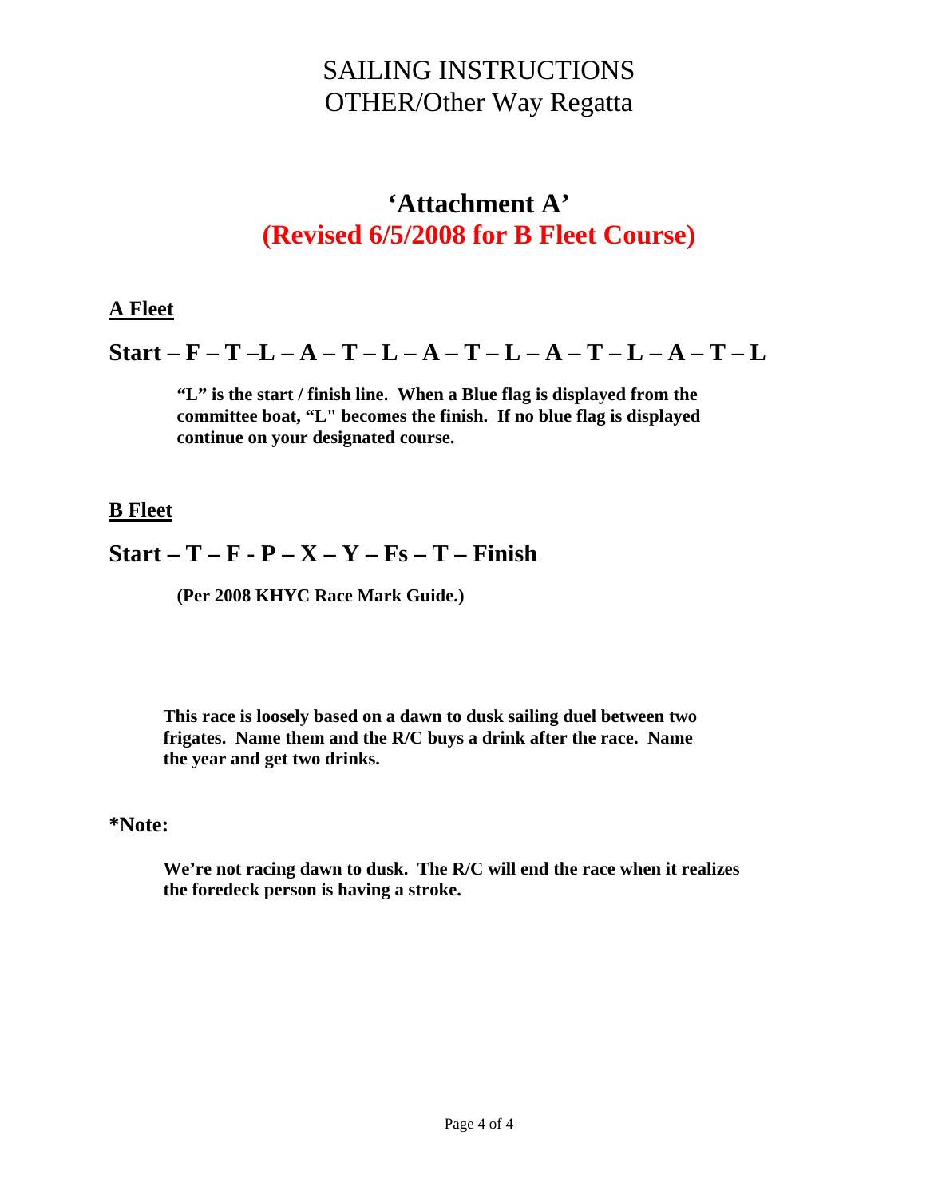# SAILING INSTRUCTIONS
# OTHER/Other Way Regatta

## 'Attachment A'
## (Revised 6/5/2008 for B Fleet Course)

### A Fleet

**Start – F – T –L – A – T – L – A – T – L – A – T – L – A – T – L**

**"L" is the start / finish line. When a Blue flag is displayed from the committee boat, "L" becomes the finish. If no blue flag is displayed continue on your designated course.**

### B Fleet

**Start – T – F - P – X – Y – Fs – T – Finish**

**(Per 2008 KHYC Race Mark Guide.)**

**This race is loosely based on a dawn to dusk sailing duel between two frigates. Name them and the R/C buys a drink after the race. Name the year and get two drinks.**

**\*Note:**

**We're not racing dawn to dusk. The R/C will end the race when it realizes the foredeck person is having a stroke.**